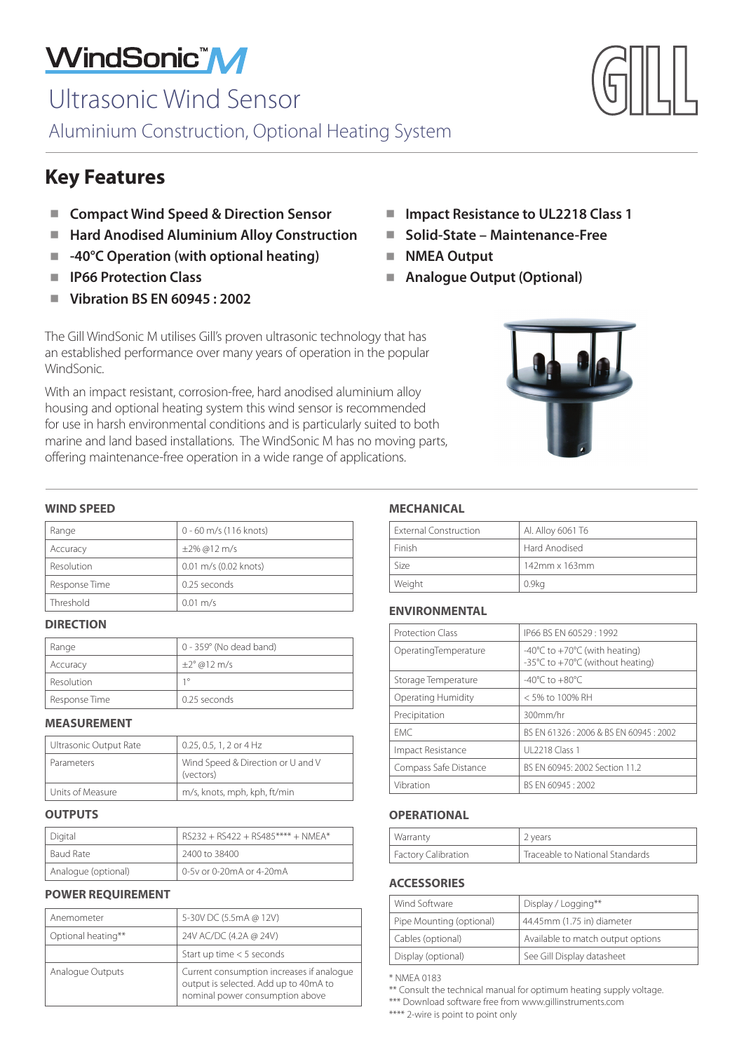# WindSonic™ M

## Ultrasonic Wind Sensor

### Aluminium Construction, Optional Heating System

GILL

## Key Features

- **Compact Wind Speed & Direction Sensor**
- **Hard Anodised Aluminium Alloy Construction**
- **-40°C Operation (with optional heating)**
- **IP66 Protection Class**
- **Vibration BS EN 60945 : 2002**
- **Impact Resistance to UL2218 Class 1**
- **Solid-State – Maintenance-Free**
- **NMEA Output**
- **Analogue Output (Optional)**

The Gill WindSonic M utilises Gill's proven ultrasonic technology that has an established performance over many years of operation in the popular WindSonic.

With an impact resistant, corrosion-free, hard anodised aluminium alloy housing and optional heating system this wind sensor is recommended for use in harsh environmental conditions and is particularly suited to both marine and land based installations. The WindSonic M has no moving parts, offering maintenance-free operation in a wide range of applications.

### WIND SPEED

| | |
|---|---|
| Range | 0 - 60 m/s (116 knots) |
| Accuracy | ±2% @12 m/s |
| Resolution | 0.01 m/s (0.02 knots) |
| Response Time | 0.25 seconds |
| Threshold | 0.01 m/s |

### DIRECTION

| | |
|---|---|
| Range | 0 - 359° (No dead band) |
| Accuracy | ±2° @12 m/s |
| Resolution | 1° |
| Response Time | 0.25 seconds |

### MEASUREMENT

| | |
|---|---|
| Ultrasonic Output Rate | 0.25, 0.5, 1, 2 or 4 Hz |
| Parameters | Wind Speed & Direction or U and V (vectors) |
| Units of Measure | m/s, knots, mph, kph, ft/min |

### OUTPUTS

| | |
|---|---|
| Digital | RS232 + RS422 + RS485**** + NMEA* |
| Baud Rate | 2400 to 38400 |
| Analogue (optional) | 0-5v or 0-20mA or 4-20mA |

### POWER REQUIREMENT

| | |
|---|---|
| Anemometer | 5-30V DC (5.5mA @ 12V) |
| Optional heating** | 24V AC/DC (4.2A @ 24V) |
| | Start up time < 5 seconds |
| Analogue Outputs | Current consumption increases if analogue output is selected. Add up to 40mA to nominal power consumption above |

### MECHANICAL

| | |
|---|---|
| External Construction | Al. Alloy 6061 T6 |
| Finish | Hard Anodised |
| Size | 142mm x 163mm |
| Weight | 0.9kg |

### ENVIRONMENTAL

| | |
|---|---|
| Protection Class | IP66 BS EN 60529 : 1992 |
| OperatingTemperature | -40°C to +70°C (with heating)<br>-35°C to +70°C (without heating) |
| Storage Temperature | -40°C to +80°C |
| Operating Humidity | < 5% to 100% RH |
| Precipitation | 300mm/hr |
| EMC | BS EN 61326 : 2006 & BS EN 60945 : 2002 |
| Impact Resistance | UL2218 Class 1 |
| Compass Safe Distance | BS EN 60945: 2002 Section 11.2 |
| Vibration | BS EN 60945 : 2002 |

### OPERATIONAL

| | |
|---|---|
| Warranty | 2 years |
| Factory Calibration | Traceable to National Standards |

### ACCESSORIES

| | |
|---|---|
| Wind Software | Display / Logging** |
| Pipe Mounting (optional) | 44.45mm (1.75 in) diameter |
| Cables (optional) | Available to match output options |
| Display (optional) | See Gill Display datasheet |

\* NMEA 0183
** Consult the technical manual for optimum heating supply voltage.
*** Download software free from www.gillinstruments.com
**** 2-wire is point to point only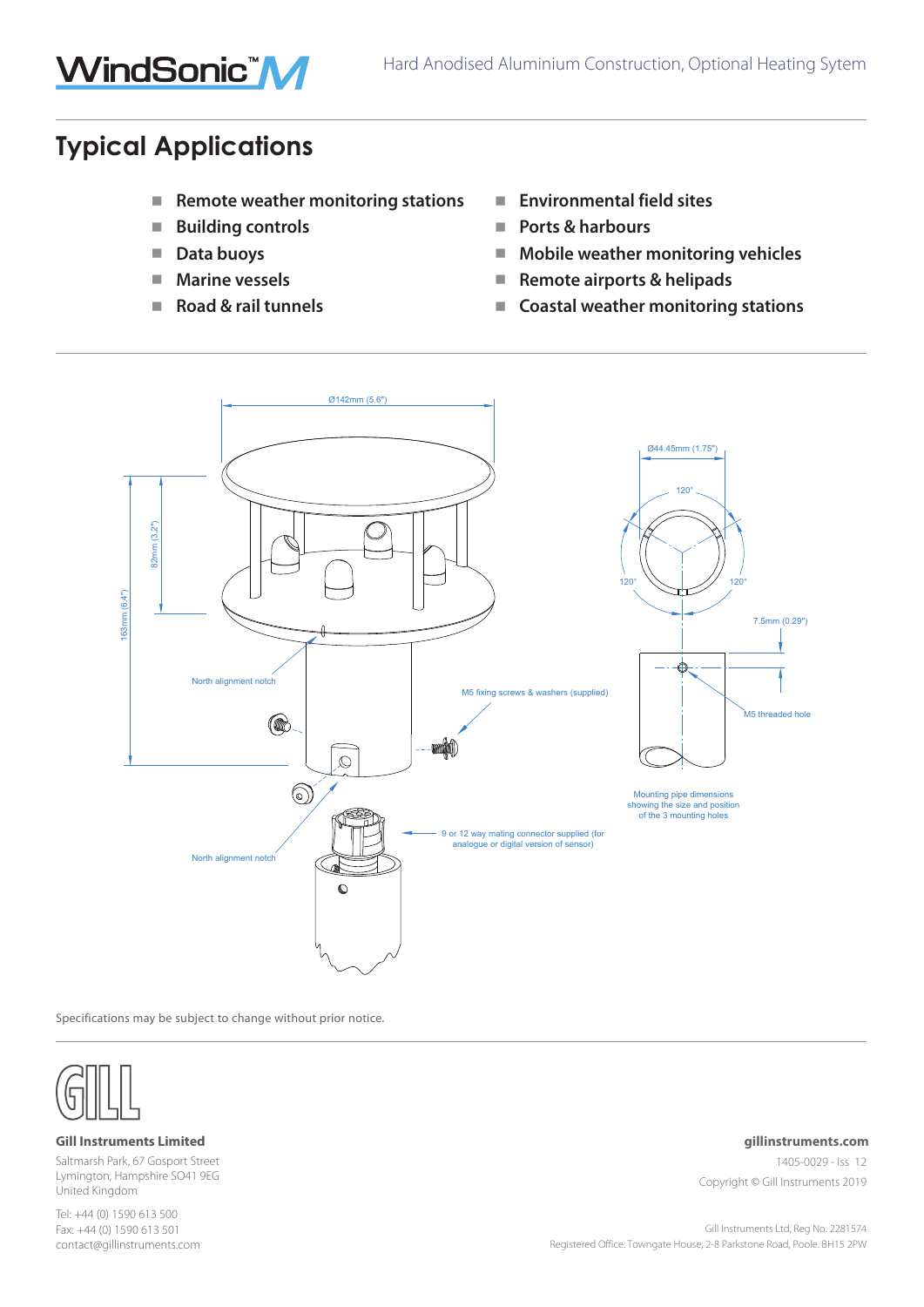# Typical Applications

- Remote weather monitoring stations
- Building controls
- Data buoys
- Marine vessels
- Road & rail tunnels
- Environmental field sites
- Ports & harbours
- Mobile weather monitoring vehicles
- Remote airports & helipads
- Coastal weather monitoring stations

Ø142mm (5.6")

82mm (3.2")

163mm (6.4")

North alignment notch

M5 fixing screws & washers (supplied)

North alignment notch

9 or 12 way mating connector supplied (for analogue or digital version of sensor)

Ø44.45mm (1.75")

120°

120°

120°

7.5mm (0.29")

M5 threaded hole

Mounting pipe dimensions showing the size and position of the 3 mounting holes

Specifications may be subject to change without prior notice.

**Gill Instruments Limited**

Saltmarsh Park, 67 Gosport Street
Lymington, Hampshire SO41 9EG
United Kingdom

Tel: +44 (0) 1590 613 500
Fax: +44 (0) 1590 613 501
contact@gillinstruments.com

**gillinstruments.com**

1405-0029 - Iss 12

Copyright © Gill Instruments 2019

Gill Instruments Ltd, Reg No. 2281574
Registered Office: Towngate House, 2-8 Parkstone Road, Poole. BH15 2PW